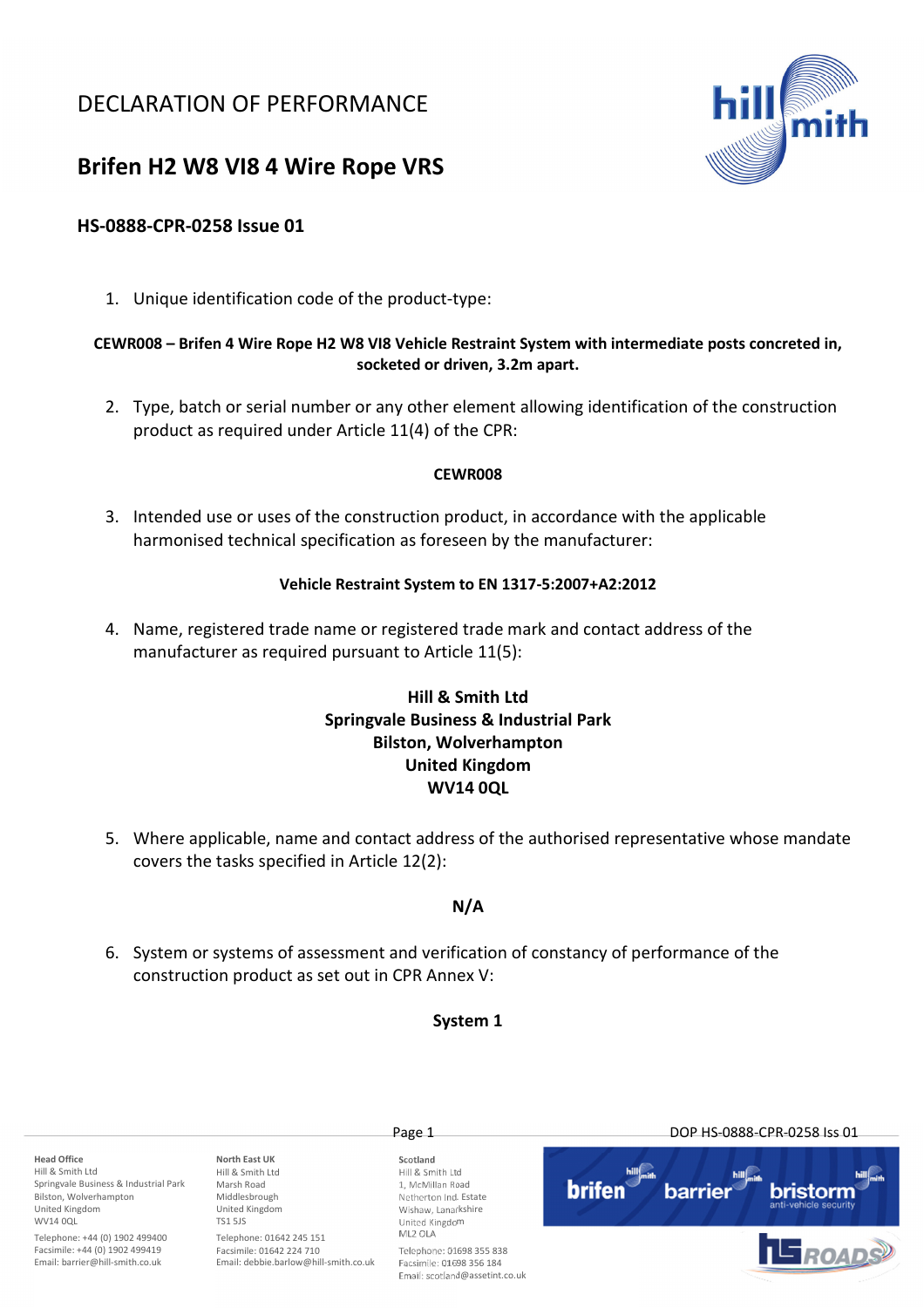# DECLARATION OF PERFORMANCE

## Brifen H2 W8 VI8 4 Wire Rope VRS

### HS-0888-CPR-0258 Issue 01

1. Unique identification code of the product-type:

**CEWR008 – Brifen 4 Wire Rope H2 W8 VI8 Vehicle Restraint System with intermediate posts concreted in, socketed or driven, 3.2m apart.**

2. Type, batch or serial number or any other element allowing identification of the construction product as required under Article 11(4) of the CPR:

**CEWR008**

3. Intended use or uses of the construction product, in accordance with the applicable harmonised technical specification as foreseen by the manufacturer:

**Vehicle Restraint System to EN 1317-5:2007+A2:2012**

4. Name, registered trade name or registered trade mark and contact address of the manufacturer as required pursuant to Article 11(5):

**Hill & Smith Ltd**
**Springvale Business & Industrial Park**
**Bilston, Wolverhampton**
**United Kingdom**
**WV14 0QL**

5. Where applicable, name and contact address of the authorised representative whose mandate covers the tasks specified in Article 12(2):

**N/A**

6. System or systems of assessment and verification of constancy of performance of the construction product as set out in CPR Annex V:

**System 1**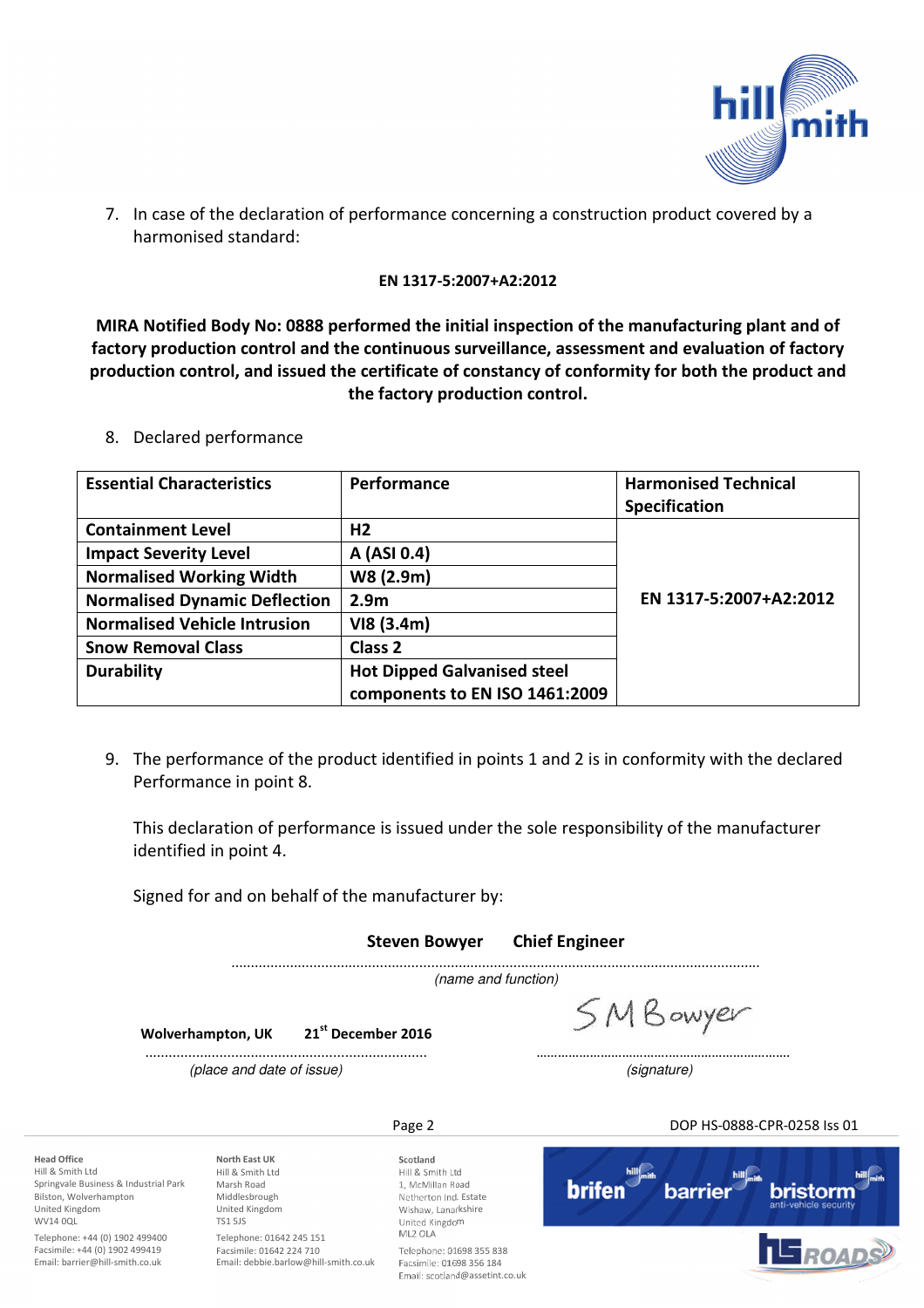7. In case of the declaration of performance concerning a construction product covered by a harmonised standard:

**EN 1317-5:2007+A2:2012**

**MIRA Notified Body No: 0888 performed the initial inspection of the manufacturing plant and of factory production control and the continuous surveillance, assessment and evaluation of factory production control, and issued the certificate of constancy of conformity for both the product and the factory production control.**

8. Declared performance

| Essential Characteristics | Performance | Harmonised Technical Specification |
|---|---|---|
| Containment Level | H2 | EN 1317-5:2007+A2:2012 |
| Impact Severity Level | A (ASI 0.4) | |
| Normalised Working Width | W8 (2.9m) | |
| Normalised Dynamic Deflection | 2.9m | |
| Normalised Vehicle Intrusion | VI8 (3.4m) | |
| Snow Removal Class | Class 2 | |
| Durability | Hot Dipped Galvanised steel components to EN ISO 1461:2009 | |

9. The performance of the product identified in points 1 and 2 is in conformity with the declared Performance in point 8.

   This declaration of performance is issued under the sole responsibility of the manufacturer identified in point 4.

   Signed for and on behalf of the manufacturer by:

**Steven Bowyer Chief Engineer**

*(name and function)*

**Wolverhampton, UK 21st December 2016**

*(place and date of issue)*

SM Bowyer

*(signature)*

DOP HS-0888-CPR-0258 Iss 01

**Head Office**
Hill & Smith Ltd
Springvale Business & Industrial Park
Bilston, Wolverhampton
United Kingdom
WV14 0QL
Telephone: +44 (0) 1902 499400
Facsimile: +44 (0) 1902 499419
Email: barrier@hill-smith.co.uk

**North East UK**
Hill & Smith Ltd
Marsh Road
Middlesbrough
United Kingdom
TS1 5JS
Telephone: 01642 245 151
Facsimile: 01642 224 710
Email: debbie.barlow@hill-smith.co.uk

**Scotland**
Hill & Smith Ltd
1, McMillan Road
Netherton Ind. Estate
Wishaw, Lanarkshire
United Kingdom
ML2 0LA
Telephone: 01698 355 838
Facsimile: 01698 356 184
Email: scotland@assetint.co.uk

brifen barrier bristorm anti-vehicle security HS ROADS